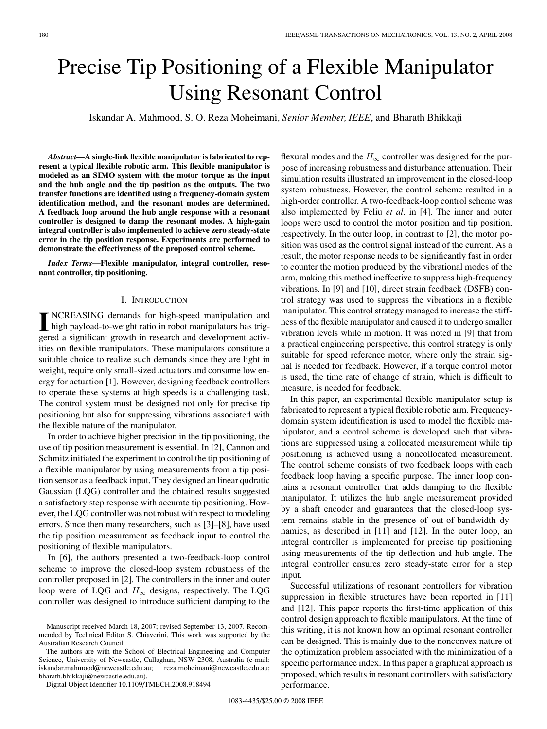# Precise Tip Positioning of a Flexible Manipulator Using Resonant Control

Iskandar A. Mahmood, S. O. Reza Moheimani, *Senior Member, IEEE*, and Bharath Bhikkaji

***Abstract*—A single-link flexible manipulator is fabricated to represent a typical flexible robotic arm. This flexible manipulator is modeled as an SIMO system with the motor torque as the input and the hub angle and the tip position as the outputs. The two transfer functions are identified using a frequency-domain system identification method, and the resonant modes are determined. A feedback loop around the hub angle response with a resonant controller is designed to damp the resonant modes. A high-gain integral controller is also implemented to achieve zero steady-state error in the tip position response. Experiments are performed to demonstrate the effectiveness of the proposed control scheme.**

***Index Terms*—Flexible manipulator, integral controller, resonant controller, tip positioning.**

## I. Introduction

INCREASING demands for high-speed manipulation and high payload-to-weight ratio in robot manipulators has triggered a significant growth in research and development activities on flexible manipulators. These manipulators constitute a suitable choice to realize such demands since they are light in weight, require only small-sized actuators and consume low energy for actuation [1]. However, designing feedback controllers to operate these systems at high speeds is a challenging task. The control system must be designed not only for precise tip positioning but also for suppressing vibrations associated with the flexible nature of the manipulator.

In order to achieve higher precision in the tip positioning, the use of tip position measurement is essential. In [2], Cannon and Schmitz initiated the experiment to control the tip positioning of a flexible manipulator by using measurements from a tip position sensor as a feedback input. They designed an linear quadratic Gaussian (LQG) controller and the obtained results suggested a satisfactory step response with accurate tip positioning. However, the LQG controller was not robust with respect to modeling errors. Since then many researchers, such as [3]–[8], have used the tip position measurement as feedback input to control the positioning of flexible manipulators.

In [6], the authors presented a two-feedback-loop control scheme to improve the closed-loop system robustness of the controller proposed in [2]. The controllers in the inner and outer loop were of LQG and $H_\infty$ designs, respectively. The LQG controller was designed to introduce sufficient damping to the flexural modes and the $H_\infty$ controller was designed for the purpose of increasing robustness and disturbance attenuation. Their simulation results illustrated an improvement in the closed-loop system robustness. However, the control scheme resulted in a high-order controller. A two-feedback-loop control scheme was also implemented by Feliu *et al.* in [4]. The inner and outer loops were used to control the motor position and tip position, respectively. In the outer loop, in contrast to [2], the motor position was used as the control signal instead of the current. As a result, the motor response needs to be significantly fast in order to counter the motion produced by the vibrational modes of the arm, making this method ineffective to suppress high-frequency vibrations. In [9] and [10], direct strain feedback (DSFB) control strategy was used to suppress the vibrations in a flexible manipulator. This control strategy managed to increase the stiffness of the flexible manipulator and caused it to undergo smaller vibration levels while in motion. It was noted in [9] that from a practical engineering perspective, this control strategy is only suitable for speed reference motor, where only the strain signal is needed for feedback. However, if a torque control motor is used, the time rate of change of strain, which is difficult to measure, is needed for feedback.

In this paper, an experimental flexible manipulator setup is fabricated to represent a typical flexible robotic arm. Frequency-domain system identification is used to model the flexible manipulator, and a control scheme is developed such that vibrations are suppressed using a collocated measurement while tip positioning is achieved using a noncollocated measurement. The control scheme consists of two feedback loops with each feedback loop having a specific purpose. The inner loop contains a resonant controller that adds damping to the flexible manipulator. It utilizes the hub angle measurement provided by a shaft encoder and guarantees that the closed-loop system remains stable in the presence of out-of-bandwidth dynamics, as described in [11] and [12]. In the outer loop, an integral controller is implemented for precise tip positioning using measurements of the tip deflection and hub angle. The integral controller ensures zero steady-state error for a step input.

Successful utilizations of resonant controllers for vibration suppression in flexible structures have been reported in [11] and [12]. This paper reports the first-time application of this control design approach to flexible manipulators. At the time of this writing, it is not known how an optimal resonant controller can be designed. This is mainly due to the nonconvex nature of the optimization problem associated with the minimization of a specific performance index. In this paper a graphical approach is proposed, which results in resonant controllers with satisfactory performance.

Manuscript received March 18, 2007; revised September 13, 2007. Recommended by Technical Editor S. Chiaverini. This work was supported by the Australian Research Council.

The authors are with the School of Electrical Engineering and Computer Science, University of Newcastle, Callaghan, NSW 2308, Australia (e-mail: iskandar.mahmood@newcastle.edu.au; reza.moheimani@newcastle.edu.au; bharath.bhikkaji@newcastle.edu.au).

Digital Object Identifier 10.1109/TMECH.2008.918494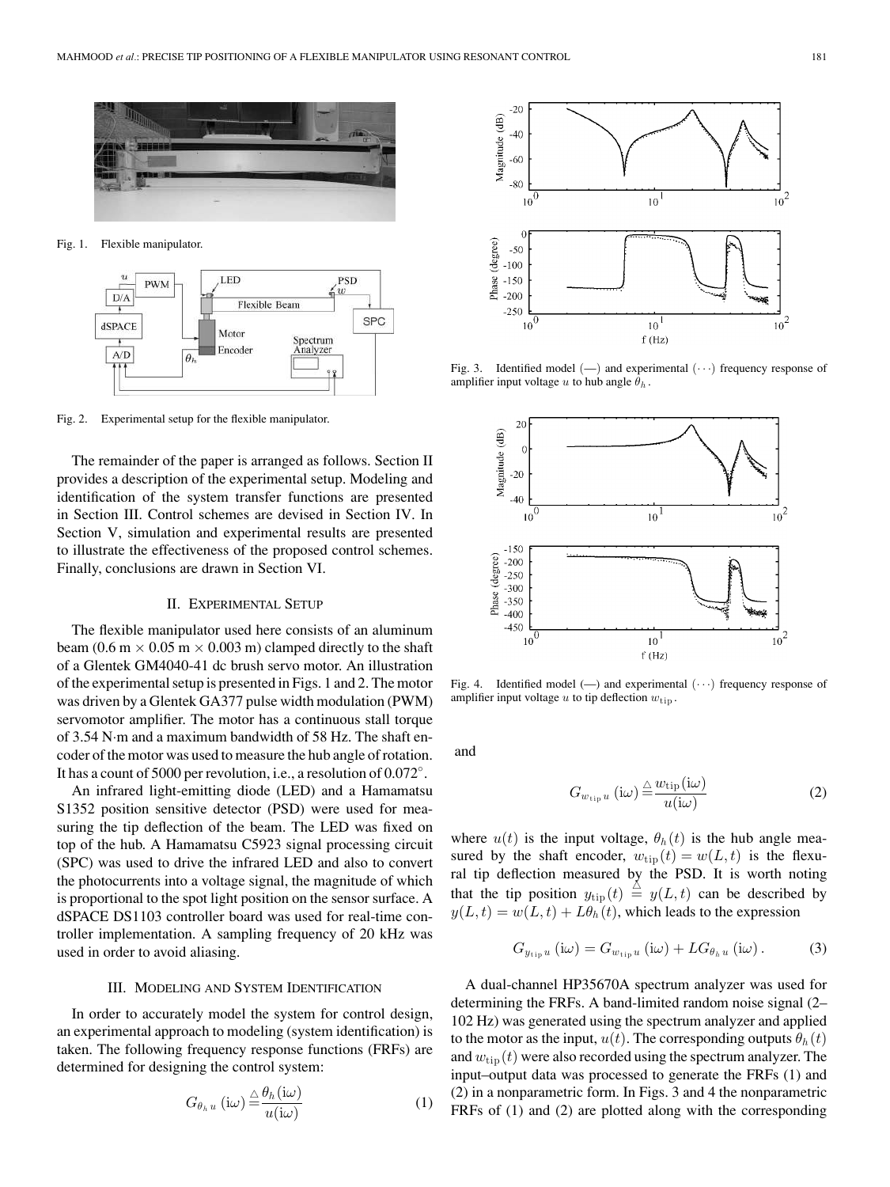Fig. 1. Flexible manipulator.

Fig. 2. Experimental setup for the flexible manipulator.

The remainder of the paper is arranged as follows. Section II provides a description of the experimental setup. Modeling and identification of the system transfer functions are presented in Section III. Control schemes are devised in Section IV. In Section V, simulation and experimental results are presented to illustrate the effectiveness of the proposed control schemes. Finally, conclusions are drawn in Section VI.

## II. Experimental Setup

The flexible manipulator used here consists of an aluminum beam (0.6 m × 0.05 m × 0.003 m) clamped directly to the shaft of a Glentek GM4040-41 dc brush servo motor. An illustration of the experimental setup is presented in Figs. 1 and 2. The motor was driven by a Glentek GA377 pulse width modulation (PWM) servomotor amplifier. The motor has a continuous stall torque of 3.54 N·m and a maximum bandwidth of 58 Hz. The shaft encoder of the motor was used to measure the hub angle of rotation. It has a count of 5000 per revolution, i.e., a resolution of 0.072°.

An infrared light-emitting diode (LED) and a Hamamatsu S1352 position sensitive detector (PSD) were used for measuring the tip deflection of the beam. The LED was fixed on top of the hub. A Hamamatsu C5923 signal processing circuit (SPC) was used to drive the infrared LED and also to convert the photocurrents into a voltage signal, the magnitude of which is proportional to the spot light position on the sensor surface. A dSPACE DS1103 controller board was used for real-time controller implementation. A sampling frequency of 20 kHz was used in order to avoid aliasing.

## III. Modeling and System Identification

In order to accurately model the system for control design, an experimental approach to modeling (system identification) is taken. The following frequency response functions (FRFs) are determined for designing the control system:

$$G_{\theta_h u}(\mathrm{i}\omega) \triangleq \frac{\theta_h(\mathrm{i}\omega)}{u(\mathrm{i}\omega)} \tag{1}$$

Fig. 3. Identified model (—) and experimental (···) frequency response of amplifier input voltage $u$ to hub angle $\theta_h$.

Fig. 4. Identified model (—) and experimental (···) frequency response of amplifier input voltage $u$ to tip deflection $w_{\mathrm{tip}}$.

and

$$G_{w_{\mathrm{tip}} u}(\mathrm{i}\omega) \triangleq \frac{w_{\mathrm{tip}}(\mathrm{i}\omega)}{u(\mathrm{i}\omega)} \tag{2}$$

where $u(t)$ is the input voltage, $\theta_h(t)$ is the hub angle measured by the shaft encoder, $w_{\mathrm{tip}}(t) = w(L,t)$ is the flexural tip deflection measured by the PSD. It is worth noting that the tip position $y_{\mathrm{tip}}(t) \triangleq y(L,t)$ can be described by $y(L,t) = w(L,t) + L\theta_h(t)$, which leads to the expression

$$G_{y_{\mathrm{tip}} u}(\mathrm{i}\omega) = G_{w_{\mathrm{tip}} u}(\mathrm{i}\omega) + LG_{\theta_h u}(\mathrm{i}\omega). \tag{3}$$

A dual-channel HP35670A spectrum analyzer was used for determining the FRFs. A band-limited random noise signal (2–102 Hz) was generated using the spectrum analyzer and applied to the motor as the input, $u(t)$. The corresponding outputs $\theta_h(t)$ and $w_{\mathrm{tip}}(t)$ were also recorded using the spectrum analyzer. The input–output data was processed to generate the FRFs (1) and (2) in a nonparametric form. In Figs. 3 and 4 the nonparametric FRFs of (1) and (2) are plotted along with the corresponding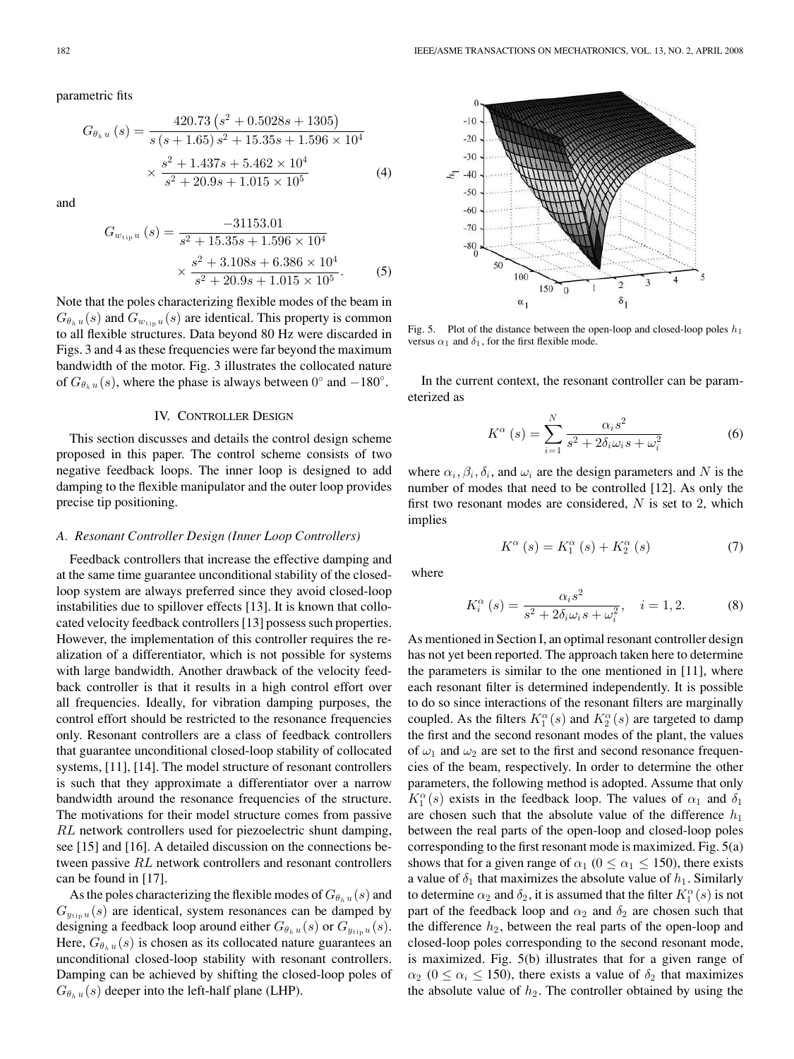parametric fits

$$G_{\theta_h u}(s) = \frac{420.73\left(s^2 + 0.5028s + 1305\right)}{s\,(s+1.65)\,s^2 + 15.35s + 1.596\times 10^4} \times \frac{s^2 + 1.437s + 5.462\times 10^4}{s^2 + 20.9s + 1.015\times 10^5} \tag{4}$$

and

$$G_{w_{\text{tip}} u}(s) = \frac{-31153.01}{s^2 + 15.35s + 1.596\times 10^4} \times \frac{s^2 + 3.108s + 6.386\times 10^4}{s^2 + 20.9s + 1.015\times 10^5}. \tag{5}$$

Note that the poles characterizing flexible modes of the beam in $G_{\theta_h u}(s)$ and $G_{w_{\text{tip}} u}(s)$ are identical. This property is common to all flexible structures. Data beyond 80 Hz were discarded in Figs. 3 and 4 as these frequencies were far beyond the maximum bandwidth of the motor. Fig. 3 illustrates the collocated nature of $G_{\theta_h u}(s)$, where the phase is always between $0^\circ$ and $-180^\circ$.

## IV. Controller Design

This section discusses and details the control design scheme proposed in this paper. The control scheme consists of two negative feedback loops. The inner loop is designed to add damping to the flexible manipulator and the outer loop provides precise tip positioning.

### A. Resonant Controller Design (Inner Loop Controllers)

Feedback controllers that increase the effective damping and at the same time guarantee unconditional stability of the closed-loop system are always preferred since they avoid closed-loop instabilities due to spillover effects [13]. It is known that collocated velocity feedback controllers [13] possess such properties. However, the implementation of this controller requires the realization of a differentiator, which is not possible for systems with large bandwidth. Another drawback of the velocity feedback controller is that it results in a high control effort over all frequencies. Ideally, for vibration damping purposes, the control effort should be restricted to the resonance frequencies only. Resonant controllers are a class of feedback controllers that guarantee unconditional closed-loop stability of collocated systems, [11], [14]. The model structure of resonant controllers is such that they approximate a differentiator over a narrow bandwidth around the resonance frequencies of the structure. The motivations for their model structure comes from passive $RL$ network controllers used for piezoelectric shunt damping, see [15] and [16]. A detailed discussion on the connections between passive $RL$ network controllers and resonant controllers can be found in [17].

As the poles characterizing the flexible modes of $G_{\theta_h u}(s)$ and $G_{y_{\text{tip}} u}(s)$ are identical, system resonances can be damped by designing a feedback loop around either $G_{\theta_h u}(s)$ or $G_{y_{\text{tip}} u}(s)$. Here, $G_{\theta_h u}(s)$ is chosen as its collocated nature guarantees an unconditional closed-loop stability with resonant controllers. Damping can be achieved by shifting the closed-loop poles of $G_{\theta_h u}(s)$ deeper into the left-half plane (LHP).

Fig. 5. Plot of the distance between the open-loop and closed-loop poles $h_1$ versus $\alpha_1$ and $\delta_1$, for the first flexible mode.

In the current context, the resonant controller can be parameterized as

$$K^{\alpha}(s) = \sum_{i=1}^{N} \frac{\alpha_i s^2}{s^2 + 2\delta_i \omega_i s + \omega_i^2} \tag{6}$$

where $\alpha_i, \beta_i, \delta_i$, and $\omega_i$ are the design parameters and $N$ is the number of modes that need to be controlled [12]. As only the first two resonant modes are considered, $N$ is set to 2, which implies

$$K^{\alpha}(s) = K_1^{\alpha}(s) + K_2^{\alpha}(s) \tag{7}$$

where

$$K_i^{\alpha}(s) = \frac{\alpha_i s^2}{s^2 + 2\delta_i \omega_i s + \omega_i^2}, \quad i = 1, 2. \tag{8}$$

As mentioned in Section I, an optimal resonant controller design has not yet been reported. The approach taken here to determine the parameters is similar to the one mentioned in [11], where each resonant filter is determined independently. It is possible to do so since interactions of the resonant filters are marginally coupled. As the filters $K_1^{\alpha}(s)$ and $K_2^{\alpha}(s)$ are targeted to damp the first and the second resonant modes of the plant, the values of $\omega_1$ and $\omega_2$ are set to the first and second resonance frequencies of the beam, respectively. In order to determine the other parameters, the following method is adopted. Assume that only $K_1^{\alpha}(s)$ exists in the feedback loop. The values of $\alpha_1$ and $\delta_1$ are chosen such that the absolute value of the difference $h_1$ between the real parts of the open-loop and closed-loop poles corresponding to the first resonant mode is maximized. Fig. 5(a) shows that for a given range of $\alpha_1$ ($0 \le \alpha_1 \le 150$), there exists a value of $\delta_1$ that maximizes the absolute value of $h_1$. Similarly to determine $\alpha_2$ and $\delta_2$, it is assumed that the filter $K_1^{\alpha}(s)$ is not part of the feedback loop and $\alpha_2$ and $\delta_2$ are chosen such that the difference $h_2$, between the real parts of the open-loop and closed-loop poles corresponding to the second resonant mode, is maximized. Fig. 5(b) illustrates that for a given range of $\alpha_2$ ($0 \le \alpha_i \le 150$), there exists a value of $\delta_2$ that maximizes the absolute value of $h_2$. The controller obtained by using the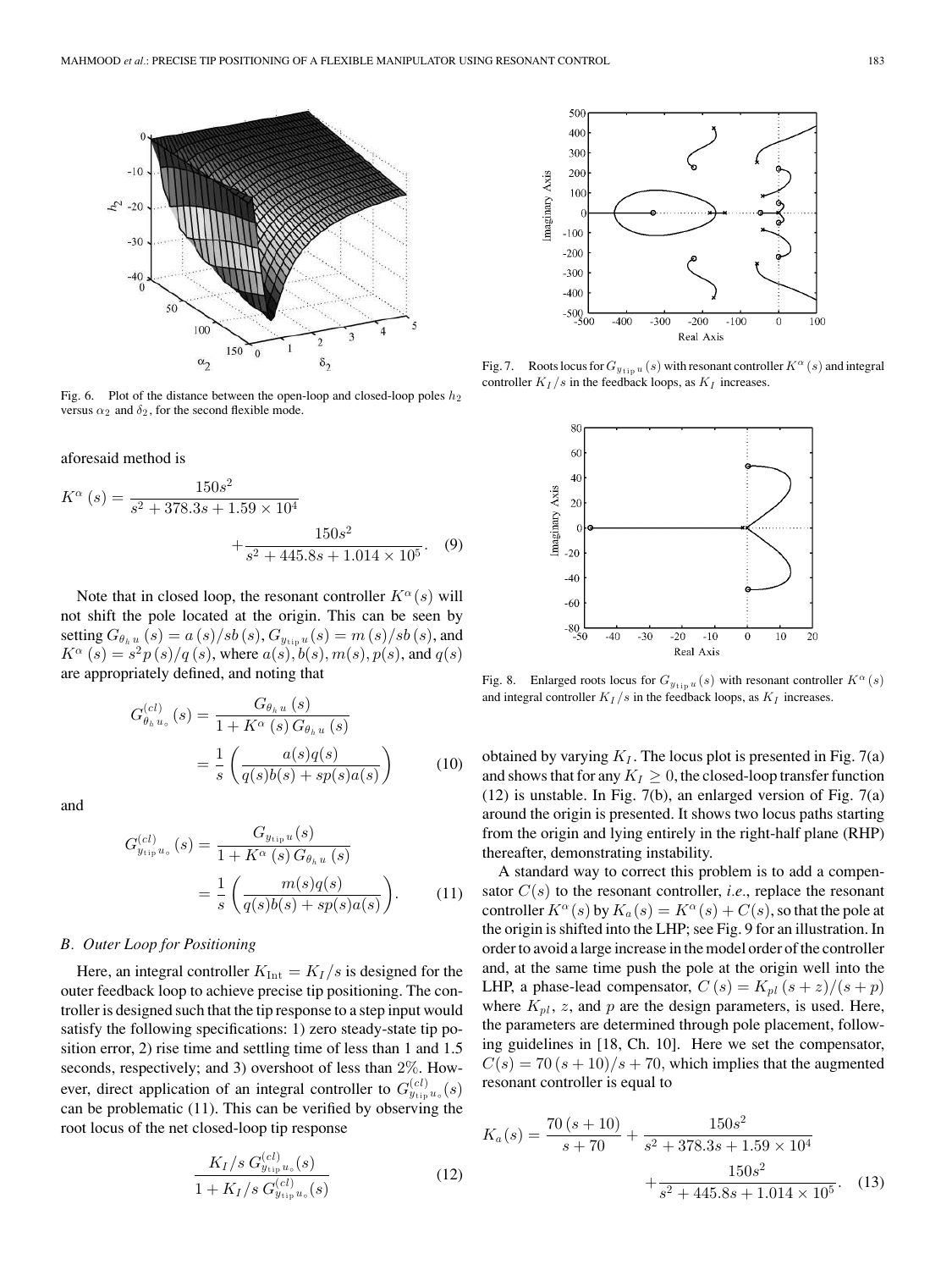Fig. 6. Plot of the distance between the open-loop and closed-loop poles $h_2$ versus $\alpha_2$ and $\delta_2$, for the second flexible mode.

aforesaid method is

$$K^{\alpha}(s) = \frac{150s^2}{s^2 + 378.3s + 1.59 \times 10^4} + \frac{150s^2}{s^2 + 445.8s + 1.014 \times 10^5}. \quad (9)$$

Note that in closed loop, the resonant controller $K^{\alpha}(s)$ will not shift the pole located at the origin. This can be seen by setting $G_{\theta_h u}(s) = a(s)/sb(s)$, $G_{y_{\text{tip}} u}(s) = m(s)/sb(s)$, and $K^{\alpha}(s) = s^2 p(s)/q(s)$, where $a(s), b(s), m(s), p(s)$, and $q(s)$ are appropriately defined, and noting that

$$G^{(cl)}_{\theta_h u_\circ}(s) = \frac{G_{\theta_h u}(s)}{1 + K^{\alpha}(s) G_{\theta_h u}(s)} = \frac{1}{s}\left(\frac{a(s)q(s)}{q(s)b(s) + sp(s)a(s)}\right) \quad (10)$$

and

$$G^{(cl)}_{y_{\text{tip}} u_\circ}(s) = \frac{G_{y_{\text{tip}} u}(s)}{1 + K^{\alpha}(s) G_{\theta_h u}(s)} = \frac{1}{s}\left(\frac{m(s)q(s)}{q(s)b(s) + sp(s)a(s)}\right). \quad (11)$$

### B. Outer Loop for Positioning

Here, an integral controller $K_{\text{Int}} = K_I/s$ is designed for the outer feedback loop to achieve precise tip positioning. The controller is designed such that the tip response to a step input would satisfy the following specifications: 1) zero steady-state tip position error, 2) rise time and settling time of less than 1 and 1.5 seconds, respectively; and 3) overshoot of less than 2%. However, direct application of an integral controller to $G^{(cl)}_{y_{\text{tip}} u_\circ}(s)$ can be problematic (11). This can be verified by observing the root locus of the net closed-loop tip response

$$\frac{K_I/s \, G^{(cl)}_{y_{\text{tip}} u_\circ}(s)}{1 + K_I/s \, G^{(cl)}_{y_{\text{tip}} u_\circ}(s)} \quad (12)$$

Fig. 7. Roots locus for $G_{y_{\text{tip}} u}(s)$ with resonant controller $K^{\alpha}(s)$ and integral controller $K_I/s$ in the feedback loops, as $K_I$ increases.

Fig. 8. Enlarged roots locus for $G_{y_{\text{tip}} u}(s)$ with resonant controller $K^{\alpha}(s)$ and integral controller $K_I/s$ in the feedback loops, as $K_I$ increases.

obtained by varying $K_I$. The locus plot is presented in Fig. 7(a) and shows that for any $K_I \geq 0$, the closed-loop transfer function (12) is unstable. In Fig. 7(b), an enlarged version of Fig. 7(a) around the origin is presented. It shows two locus paths starting from the origin and lying entirely in the right-half plane (RHP) thereafter, demonstrating instability.

A standard way to correct this problem is to add a compensator $C(s)$ to the resonant controller, *i.e.*, replace the resonant controller $K^{\alpha}(s)$ by $K_a(s) = K^{\alpha}(s) + C(s)$, so that the pole at the origin is shifted into the LHP; see Fig. 9 for an illustration. In order to avoid a large increase in the model order of the controller and, at the same time push the pole at the origin well into the LHP, a phase-lead compensator, $C(s) = K_{pl}(s + z)/(s + p)$ where $K_{pl}$, $z$, and $p$ are the design parameters, is used. Here, the parameters are determined through pole placement, following guidelines in [18, Ch. 10]. Here we set the compensator, $C(s) = 70(s + 10)/s + 70$, which implies that the augmented resonant controller is equal to

$$K_a(s) = \frac{70(s + 10)}{s + 70} + \frac{150s^2}{s^2 + 378.3s + 1.59 \times 10^4} + \frac{150s^2}{s^2 + 445.8s + 1.014 \times 10^5}. \quad (13)$$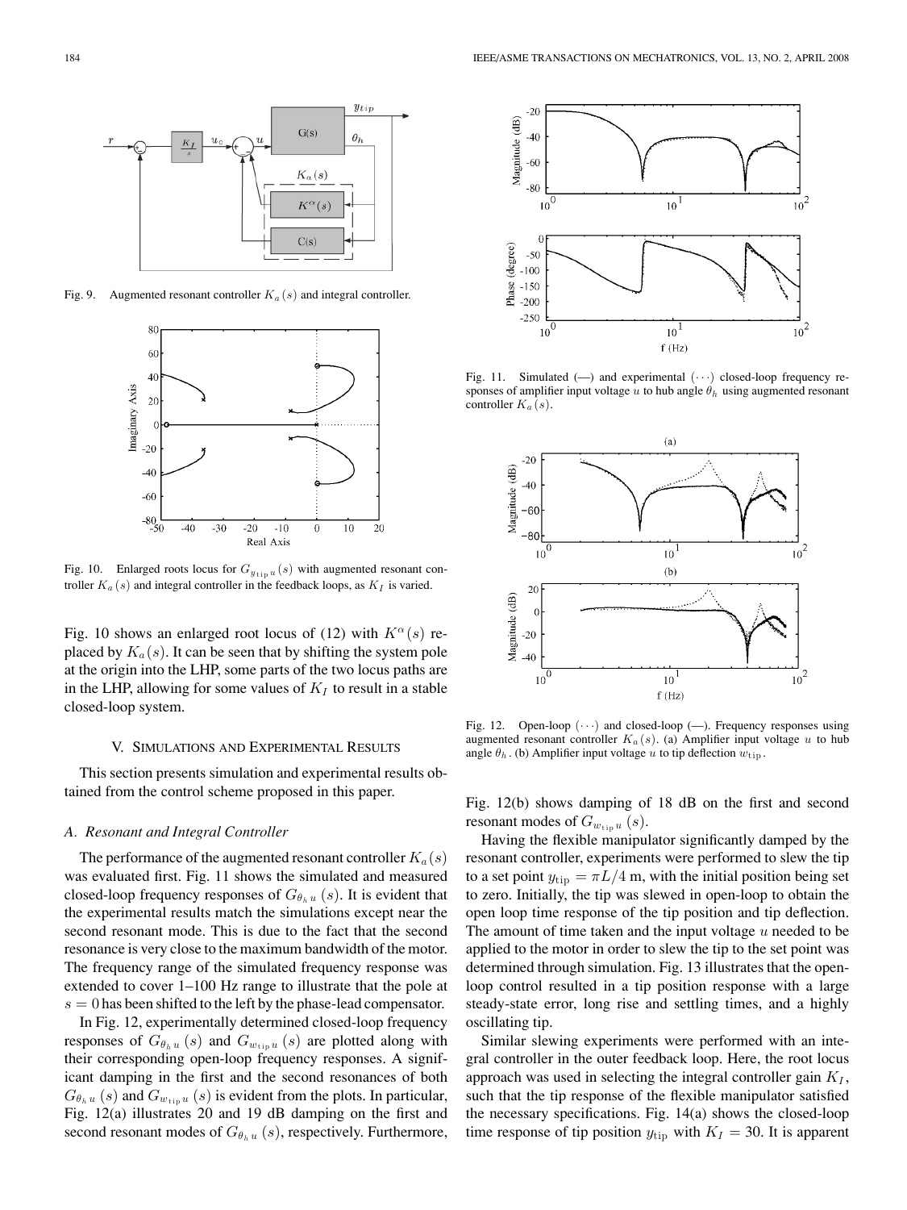Fig. 9. Augmented resonant controller $K_a(s)$ and integral controller.

Fig. 10. Enlarged roots locus for $G_{y_{\rm tip}u}(s)$ with augmented resonant controller $K_a(s)$ and integral controller in the feedback loops, as $K_I$ is varied.

Fig. 10 shows an enlarged root locus of (12) with $K^{\alpha}(s)$ replaced by $K_a(s)$. It can be seen that by shifting the system pole at the origin into the LHP, some parts of the two locus paths are in the LHP, allowing for some values of $K_I$ to result in a stable closed-loop system.

## V. Simulations and Experimental Results

This section presents simulation and experimental results obtained from the control scheme proposed in this paper.

### A. Resonant and Integral Controller

The performance of the augmented resonant controller $K_a(s)$ was evaluated first. Fig. 11 shows the simulated and measured closed-loop frequency responses of $G_{\theta_h u}(s)$. It is evident that the experimental results match the simulations except near the second resonant mode. This is due to the fact that the second resonance is very close to the maximum bandwidth of the motor. The frequency range of the simulated frequency response was extended to cover 1–100 Hz range to illustrate that the pole at $s = 0$ has been shifted to the left by the phase-lead compensator.

In Fig. 12, experimentally determined closed-loop frequency responses of $G_{\theta_h u}(s)$ and $G_{w_{\rm tip}u}(s)$ are plotted along with their corresponding open-loop frequency responses. A significant damping in the first and the second resonances of both $G_{\theta_h u}(s)$ and $G_{w_{\rm tip}u}(s)$ is evident from the plots. In particular, Fig. 12(a) illustrates 20 and 19 dB damping on the first and second resonant modes of $G_{\theta_h u}(s)$, respectively. Furthermore,

Fig. 11. Simulated (—) and experimental ($\cdots$) closed-loop frequency responses of amplifier input voltage $u$ to hub angle $\theta_h$ using augmented resonant controller $K_a(s)$.

Fig. 12. Open-loop ($\cdots$) and closed-loop (—). Frequency responses using augmented resonant controller $K_a(s)$. (a) Amplifier input voltage $u$ to hub angle $\theta_h$. (b) Amplifier input voltage $u$ to tip deflection $w_{\rm tip}$.

Fig. 12(b) shows damping of 18 dB on the first and second resonant modes of $G_{w_{\rm tip}u}(s)$.

Having the flexible manipulator significantly damped by the resonant controller, experiments were performed to slew the tip to a set point $y_{\rm tip} = \pi L/4$ m, with the initial position being set to zero. Initially, the tip was slewed in open-loop to obtain the open loop time response of the tip position and tip deflection. The amount of time taken and the input voltage $u$ needed to be applied to the motor in order to slew the tip to the set point was determined through simulation. Fig. 13 illustrates that the open-loop control resulted in a tip position response with a large steady-state error, long rise and settling times, and a highly oscillating tip.

Similar slewing experiments were performed with an integral controller in the outer feedback loop. Here, the root locus approach was used in selecting the integral controller gain $K_I$, such that the tip response of the flexible manipulator satisfied the necessary specifications. Fig. 14(a) shows the closed-loop time response of tip position $y_{\rm tip}$ with $K_I = 30$. It is apparent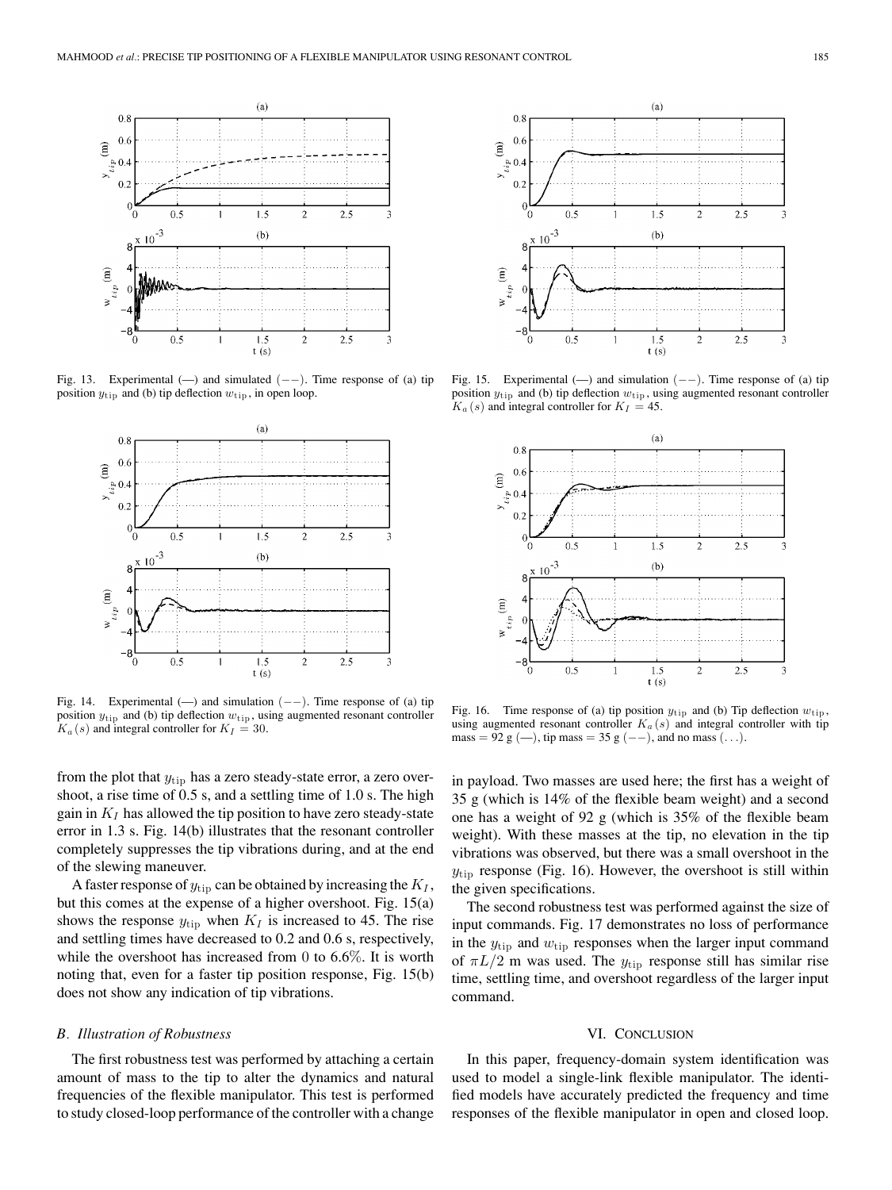Fig. 13. Experimental (—) and simulated (−−). Time response of (a) tip position $y_{\rm tip}$ and (b) tip deflection $w_{\rm tip}$, in open loop.

Fig. 14. Experimental (—) and simulation (−−). Time response of (a) tip position $y_{\rm tip}$ and (b) tip deflection $w_{\rm tip}$, using augmented resonant controller $K_a(s)$ and integral controller for $K_I = 30$.

Fig. 15. Experimental (—) and simulation (−−). Time response of (a) tip position $y_{\rm tip}$ and (b) tip deflection $w_{\rm tip}$, using augmented resonant controller $K_a(s)$ and integral controller for $K_I = 45$.

Fig. 16. Time response of (a) tip position $y_{\rm tip}$ and (b) Tip deflection $w_{\rm tip}$, using augmented resonant controller $K_a(s)$ and integral controller with tip mass = 92 g (—), tip mass = 35 g (−−), and no mass (. . .).

from the plot that $y_{\rm tip}$ has a zero steady-state error, a zero overshoot, a rise time of 0.5 s, and a settling time of 1.0 s. The high gain in $K_I$ has allowed the tip position to have zero steady-state error in 1.3 s. Fig. 14(b) illustrates that the resonant controller completely suppresses the tip vibrations during, and at the end of the slewing maneuver.

A faster response of $y_{\rm tip}$ can be obtained by increasing the $K_I$, but this comes at the expense of a higher overshoot. Fig. 15(a) shows the response $y_{\rm tip}$ when $K_I$ is increased to 45. The rise and settling times have decreased to 0.2 and 0.6 s, respectively, while the overshoot has increased from 0 to 6.6%. It is worth noting that, even for a faster tip position response, Fig. 15(b) does not show any indication of tip vibrations.

### *B. Illustration of Robustness*

The first robustness test was performed by attaching a certain amount of mass to the tip to alter the dynamics and natural frequencies of the flexible manipulator. This test is performed to study closed-loop performance of the controller with a change in payload. Two masses are used here; the first has a weight of 35 g (which is 14% of the flexible beam weight) and a second one has a weight of 92 g (which is 35% of the flexible beam weight). With these masses at the tip, no elevation in the tip vibrations was observed, but there was a small overshoot in the $y_{\rm tip}$ response (Fig. 16). However, the overshoot is still within the given specifications.

The second robustness test was performed against the size of input commands. Fig. 17 demonstrates no loss of performance in the $y_{\rm tip}$ and $w_{\rm tip}$ responses when the larger input command of $\pi L/2$ m was used. The $y_{\rm tip}$ response still has similar rise time, settling time, and overshoot regardless of the larger input command.

## VI. Conclusion

In this paper, frequency-domain system identification was used to model a single-link flexible manipulator. The identified models have accurately predicted the frequency and time responses of the flexible manipulator in open and closed loop.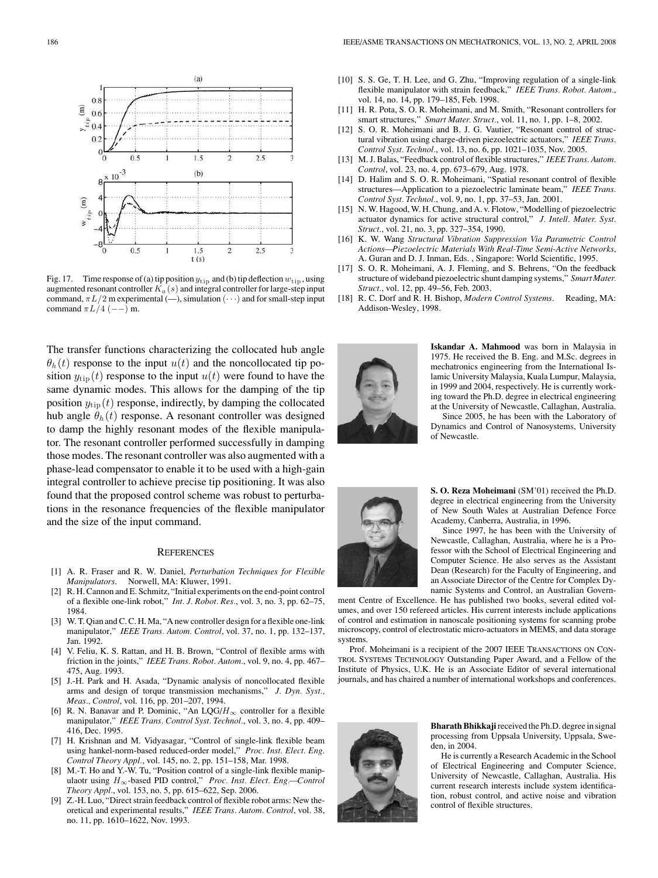(a)

$y_{tip}$ (m)

0.8
0.6
0.4
0.2
0
0 0.5 1 1.5 2 2.5 3

(b)

$x\ 10^{-3}$

$w_{tip}$ (m)

8
4
0
−4
−8
0 0.5 1 1.5 2 2.5 3

t (s)

Fig. 17. Time response of (a) tip position $y_{\rm tip}$ and (b) tip deflection $w_{\rm tip}$, using augmented resonant controller $K_a(s)$ and integral controller for large-step input command, $\pi L/2$ m experimental (—), simulation $(\cdots)$ and for small-step input command $\pi L/4$ $(--)$ m.

The transfer functions characterizing the collocated hub angle $\theta_h(t)$ response to the input $u(t)$ and the noncollocated tip position $y_{\rm tip}(t)$ response to the input $u(t)$ were found to have the same dynamic modes. This allows for the damping of the tip position $y_{\rm tip}(t)$ response, indirectly, by damping the collocated hub angle $\theta_h(t)$ response. A resonant controller was designed to damp the highly resonant modes of the flexible manipulator. The resonant controller performed successfully in damping those modes. The resonant controller was also augmented with a phase-lead compensator to enable it to be used with a high-gain integral controller to achieve precise tip positioning. It was also found that the proposed control scheme was robust to perturbations in the resonance frequencies of the flexible manipulator and the size of the input command.

## References

[1] A. R. Fraser and R. W. Daniel, *Perturbation Techniques for Flexible Manipulators*. Norwell, MA: Kluwer, 1991.

[2] R. H. Cannon and E. Schmitz, "Initial experiments on the end-point control of a flexible one-link robot," *Int. J. Robot. Res.*, vol. 3, no. 3, pp. 62–75, 1984.

[3] W. T. Qian and C. C. H. Ma, "A new controller design for a flexible one-link manipulator," *IEEE Trans. Autom. Control*, vol. 37, no. 1, pp. 132–137, Jan. 1992.

[4] V. Feliu, K. S. Rattan, and H. B. Brown, "Control of flexible arms with friction in the joints," *IEEE Trans. Robot. Autom.*, vol. 9, no. 4, pp. 467–475, Aug. 1993.

[5] J.-H. Park and H. Asada, "Dynamic analysis of noncollocated flexible arms and design of torque transmission mechanisms," *J. Dyn. Syst., Meas., Control*, vol. 116, pp. 201–207, 1994.

[6] R. N. Banavar and P. Dominic, "An LQG/$H_\infty$ controller for a flexible manipulator," *IEEE Trans. Control Syst. Technol.*, vol. 3, no. 4, pp. 409–416, Dec. 1995.

[7] H. Krishnan and M. Vidyasagar, "Control of single-link flexible beam using hankel-norm-based reduced-order model," *Proc. Inst. Elect. Eng. Control Theory Appl.*, vol. 145, no. 2, pp. 151–158, Mar. 1998.

[8] M.-T. Ho and Y.-W. Tu, "Position control of a single-link flexible manipulaotr using $H_\infty$-based PID control," *Proc. Inst. Elect. Eng.—Control Theory Appl.*, vol. 153, no. 5, pp. 615–622, Sep. 2006.

[9] Z.-H. Luo, "Direct strain feedback control of flexible robot arms: New theoretical and experimental results," *IEEE Trans. Autom. Control*, vol. 38, no. 11, pp. 1610–1622, Nov. 1993.

[10] S. S. Ge, T. H. Lee, and G. Zhu, "Improving regulation of a single-link flexible manipulator with strain feedback," *IEEE Trans. Robot. Autom.*, vol. 14, no. 14, pp. 179–185, Feb. 1998.

[11] H. R. Pota, S. O. R. Moheimani, and M. Smith, "Resonant controllers for smart structures," *Smart Mater. Struct.*, vol. 11, no. 1, pp. 1–8, 2002.

[12] S. O. R. Moheimani and B. J. G. Vautier, "Resonant control of structural vibration using charge-driven piezoelectric actuators," *IEEE Trans. Control Syst. Technol.*, vol. 13, no. 6, pp. 1021–1035, Nov. 2005.

[13] M. J. Balas, "Feedback control of flexible structures," *IEEE Trans. Autom. Control*, vol. 23, no. 4, pp. 673–679, Aug. 1978.

[14] D. Halim and S. O. R. Moheimani, "Spatial resonant control of flexible structures—Application to a piezoelectric laminate beam," *IEEE Trans. Control Syst. Technol.*, vol. 9, no. 1, pp. 37–53, Jan. 2001.

[15] N. W. Hagood, W. H. Chung, and A. v. Flotow, "Modelling of piezoelectric actuator dynamics for active structural control," *J. Intell. Mater. Syst. Struct.*, vol. 21, no. 3, pp. 327–354, 1990.

[16] K. W. Wang *Structural Vibration Suppression Via Parametric Control Actions—Piezoelectric Materials With Real-Time Semi-Active Networks*, A. Guran and D. J. Inman, Eds. , Singapore: World Scientific, 1995.

[17] S. O. R. Moheimani, A. J. Fleming, and S. Behrens, "On the feedback structure of wideband piezoelectric shunt damping systems," *Smart Mater. Struct.*, vol. 12, pp. 49–56, Feb. 2003.

[18] R. C. Dorf and R. H. Bishop, *Modern Control Systems*. Reading, MA: Addison-Wesley, 1998.

**Iskandar A. Mahmood** was born in Malaysia in 1975. He received the B. Eng. and M.Sc. degrees in mechatronics engineering from the International Islamic University Malaysia, Kuala Lumpur, Malaysia, in 1999 and 2004, respectively. He is currently working toward the Ph.D. degree in electrical engineering at the University of Newcastle, Callaghan, Australia.

Since 2005, he has been with the Laboratory of Dynamics and Control of Nanosystems, University of Newcastle.

**S. O. Reza Moheimani** (SM'01) received the Ph.D. degree in electrical engineering from the University of New South Wales at Australian Defence Force Academy, Canberra, Australia, in 1996.

Since 1997, he has been with the University of Newcastle, Callaghan, Australia, where he is a Professor with the School of Electrical Engineering and Computer Science. He also serves as the Assistant Dean (Research) for the Faculty of Engineering, and an Associate Director of the Centre for Complex Dynamic Systems and Control, an Australian Government Centre of Excellence. He has published two books, several edited volumes, and over 150 refereed articles. His current interests include applications of control and estimation in nanoscale positioning systems for scanning probe microscopy, control of electrostatic micro-actuators in MEMS, and data storage systems.

Prof. Moheimani is a recipient of the 2007 IEEE TRANSACTIONS ON CONTROL SYSTEMS TECHNOLOGY Outstanding Paper Award, and a Fellow of the Institute of Physics, U.K. He is an Associate Editor of several international journals, and has chaired a number of international workshops and conferences.

**Bharath Bhikkaji** received the Ph.D. degree in signal processing from Uppsala University, Uppsala, Sweden, in 2004.

He is currently a Research Academic in the School of Electrical Engineering and Computer Science, University of Newcastle, Callaghan, Australia. His current research interests include system identification, robust control, and active noise and vibration control of flexible structures.